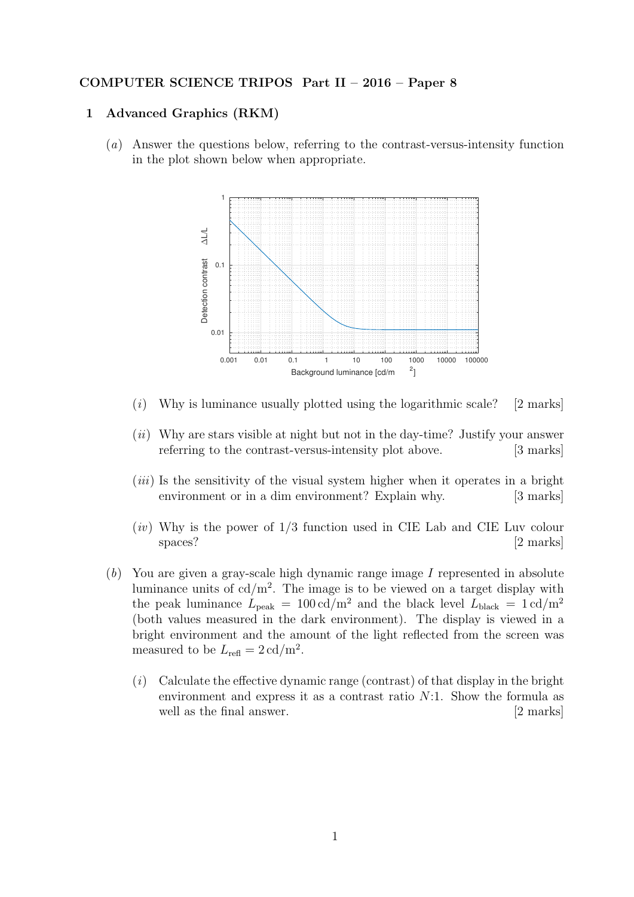**COMPUTER SCIENCE TRIPOS Part II – 2016 – Paper 8**

## 1 Advanced Graphics (RKM)

(*a*) Answer the questions below, referring to the contrast-versus-intensity function in the plot shown below when appropriate.

(*i*) Why is luminance usually plotted using the logarithmic scale? [2 marks]

(*ii*) Why are stars visible at night but not in the day-time? Justify your answer referring to the contrast-versus-intensity plot above. [3 marks]

(*iii*) Is the sensitivity of the visual system higher when it operates in a bright environment or in a dim environment? Explain why. [3 marks]

(*iv*) Why is the power of 1/3 function used in CIE Lab and CIE Luv colour spaces? [2 marks]

(*b*) You are given a gray-scale high dynamic range image $I$ represented in absolute luminance units of cd/m$^2$. The image is to be viewed on a target display with the peak luminance $L_{\text{peak}} = 100\,\text{cd/m}^2$ and the black level $L_{\text{black}} = 1\,\text{cd/m}^2$ (both values measured in the dark environment). The display is viewed in a bright environment and the amount of the light reflected from the screen was measured to be $L_{\text{refl}} = 2\,\text{cd/m}^2$.

(*i*) Calculate the effective dynamic range (contrast) of that display in the bright environment and express it as a contrast ratio $N$:1. Show the formula as well as the final answer. [2 marks]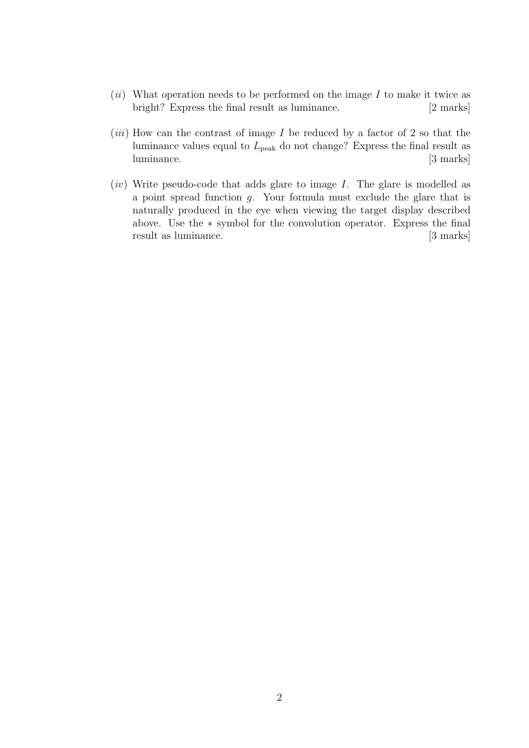(*ii*) What operation needs to be performed on the image $I$ to make it twice as bright? Express the final result as luminance. [2 marks]

(*iii*) How can the contrast of image $I$ be reduced by a factor of 2 so that the luminance values equal to $L_{\text{peak}}$ do not change? Express the final result as luminance. [3 marks]

(*iv*) Write pseudo-code that adds glare to image $I$. The glare is modelled as a point spread function $g$. Your formula must exclude the glare that is naturally produced in the eye when viewing the target display described above. Use the $*$ symbol for the convolution operator. Express the final result as luminance. [3 marks]